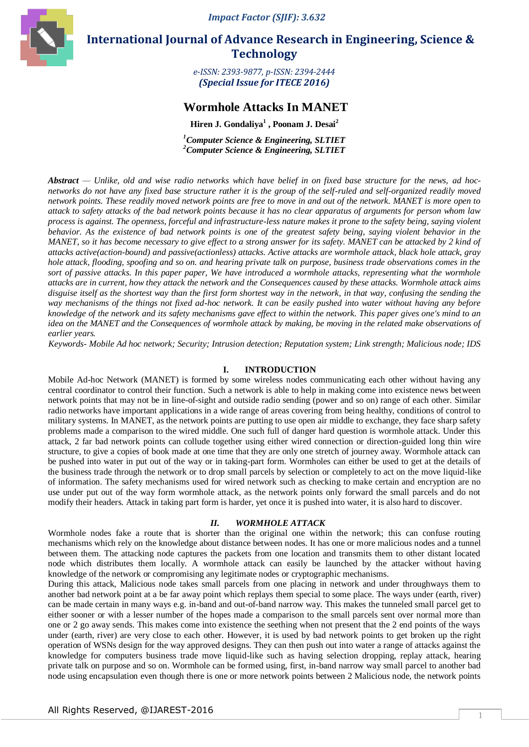Impact Factor (SJIF): 3.632

# International Journal of Advance Research in Engineering, Science & Technology

*e-ISSN: 2393-9877, p-ISSN: 2394-2444*
***(Special Issue for ITECE 2016)***

# Wormhole Attacks In MANET

**Hiren J. Gondaliya[1] , Poonam J. Desai[2]**

*[1]Computer Science & Engineering, SLTIET*
*[2]Computer Science & Engineering, SLTIET*

***Abstract*** — *Unlike, old and wise radio networks which have belief in on fixed base structure for the news, ad hoc-networks do not have any fixed base structure rather it is the group of the self-ruled and self-organized readily moved network points. These readily moved network points are free to move in and out of the network. MANET is more open to attack to safety attacks of the bad network points because it has no clear apparatus of arguments for person whom law process is against. The openness, forceful and infrastructure-less nature makes it prone to the safety being, saying violent behavior. As the existence of bad network points is one of the greatest safety being, saying violent behavior in the MANET, so it has become necessary to give effect to a strong answer for its safety. MANET can be attacked by 2 kind of attacks active(action-bound) and passive(actionless) attacks. Active attacks are wormhole attack, black hole attack, gray hole attack, flooding, spoofing and so on. and hearing private talk on purpose, business trade observations comes in the sort of passive attacks. In this paper paper, We have introduced a wormhole attacks, representing what the wormhole attacks are in current, how they attack the network and the Consequences caused by these attacks. Wormhole attack aims disguise itself as the shortest way than the first form shortest way in the network, in that way, confusing the sending the way mechanisms of the things not fixed ad-hoc network. It can be easily pushed into water without having any before knowledge of the network and its safety mechanisms gave effect to within the network. This paper gives one's mind to an idea on the MANET and the Consequences of wormhole attack by making, be moving in the related make observations of earlier years.*

*Keywords- Mobile Ad hoc network; Security; Intrusion detection; Reputation system; Link strength; Malicious node; IDS*

## I. INTRODUCTION

Mobile Ad-hoc Network (MANET) is formed by some wireless nodes communicating each other without having any central coordinator to control their function. Such a network is able to help in making come into existence news between network points that may not be in line-of-sight and outside radio sending (power and so on) range of each other. Similar radio networks have important applications in a wide range of areas covering from being healthy, conditions of control to military systems. In MANET, as the network points are putting to use open air middle to exchange, they face sharp safety problems made a comparison to the wired middle. One such full of danger hard question is wormhole attack. Under this attack, 2 far bad network points can collude together using either wired connection or direction-guided long thin wire structure, to give a copies of book made at one time that they are only one stretch of journey away. Wormhole attack can be pushed into water in put out of the way or in taking-part form. Wormholes can either be used to get at the details of the business trade through the network or to drop small parcels by selection or completely to act on the move liquid-like of information. The safety mechanisms used for wired network such as checking to make certain and encryption are no use under put out of the way form wormhole attack, as the network points only forward the small parcels and do not modify their headers. Attack in taking part form is harder, yet once it is pushed into water, it is also hard to discover.

## *II. WORMHOLE ATTACK*

Wormhole nodes fake a route that is shorter than the original one within the network; this can confuse routing mechanisms which rely on the knowledge about distance between nodes. It has one or more malicious nodes and a tunnel between them. The attacking node captures the packets from one location and transmits them to other distant located node which distributes them locally. A wormhole attack can easily be launched by the attacker without having knowledge of the network or compromising any legitimate nodes or cryptographic mechanisms.

During this attack, Malicious node takes small parcels from one placing in network and under throughways them to another bad network point at a be far away point which replays them special to some place. The ways under (earth, river) can be made certain in many ways e.g. in-band and out-of-band narrow way. This makes the tunneled small parcel get to either sooner or with a lesser number of the hopes made a comparison to the small parcels sent over normal more than one or 2 go away sends. This makes come into existence the seething when not present that the 2 end points of the ways under (earth, river) are very close to each other. However, it is used by bad network points to get broken up the right operation of WSNs design for the way approved designs. They can then push out into water a range of attacks against the knowledge for computers business trade move liquid-like such as having selection dropping, replay attack, hearing private talk on purpose and so on. Wormhole can be formed using, first, in-band narrow way small parcel to another bad node using encapsulation even though there is one or more network points between 2 Malicious node, the network points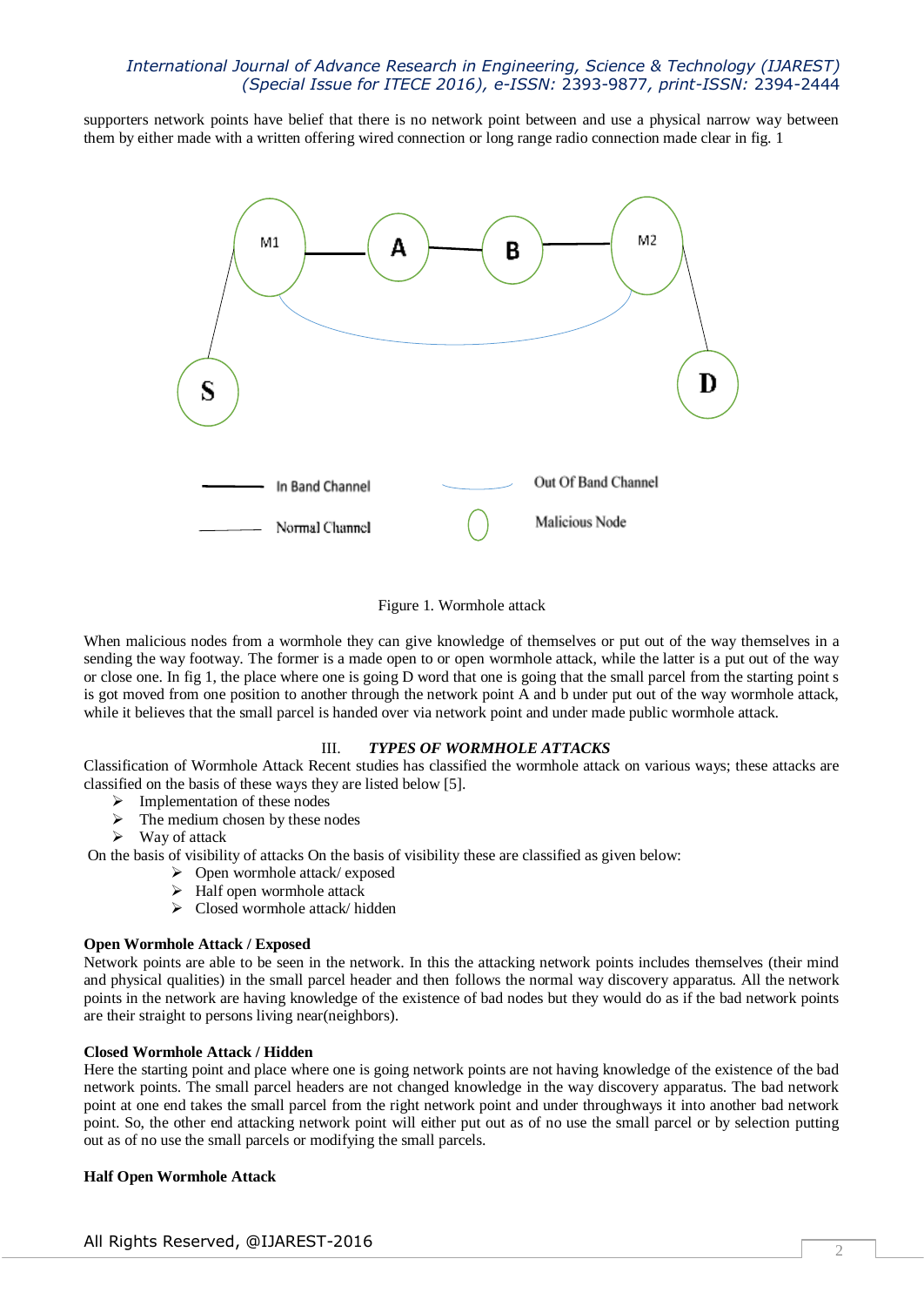supporters network points have belief that there is no network point between and use a physical narrow way between them by either made with a written offering wired connection or long range radio connection made clear in fig. 1

Figure 1. Wormhole attack

When malicious nodes from a wormhole they can give knowledge of themselves or put out of the way themselves in a sending the way footway. The former is a made open to or open wormhole attack, while the latter is a put out of the way or close one. In fig 1, the place where one is going D word that one is going that the small parcel from the starting point s is got moved from one position to another through the network point A and b under put out of the way wormhole attack, while it believes that the small parcel is handed over via network point and under made public wormhole attack.

## III. *TYPES OF WORMHOLE ATTACKS*

Classification of Wormhole Attack Recent studies has classified the wormhole attack on various ways; these attacks are classified on the basis of these ways they are listed below [5].

- Implementation of these nodes
- The medium chosen by these nodes
- Way of attack

On the basis of visibility of attacks On the basis of visibility these are classified as given below:

- Open wormhole attack/ exposed
- Half open wormhole attack
- Closed wormhole attack/ hidden

**Open Wormhole Attack / Exposed**

Network points are able to be seen in the network. In this the attacking network points includes themselves (their mind and physical qualities) in the small parcel header and then follows the normal way discovery apparatus. All the network points in the network are having knowledge of the existence of bad nodes but they would do as if the bad network points are their straight to persons living near(neighbors).

**Closed Wormhole Attack / Hidden**

Here the starting point and place where one is going network points are not having knowledge of the existence of the bad network points. The small parcel headers are not changed knowledge in the way discovery apparatus. The bad network point at one end takes the small parcel from the right network point and under throughways it into another bad network point. So, the other end attacking network point will either put out as of no use the small parcel or by selection putting out as of no use the small parcels or modifying the small parcels.

**Half Open Wormhole Attack**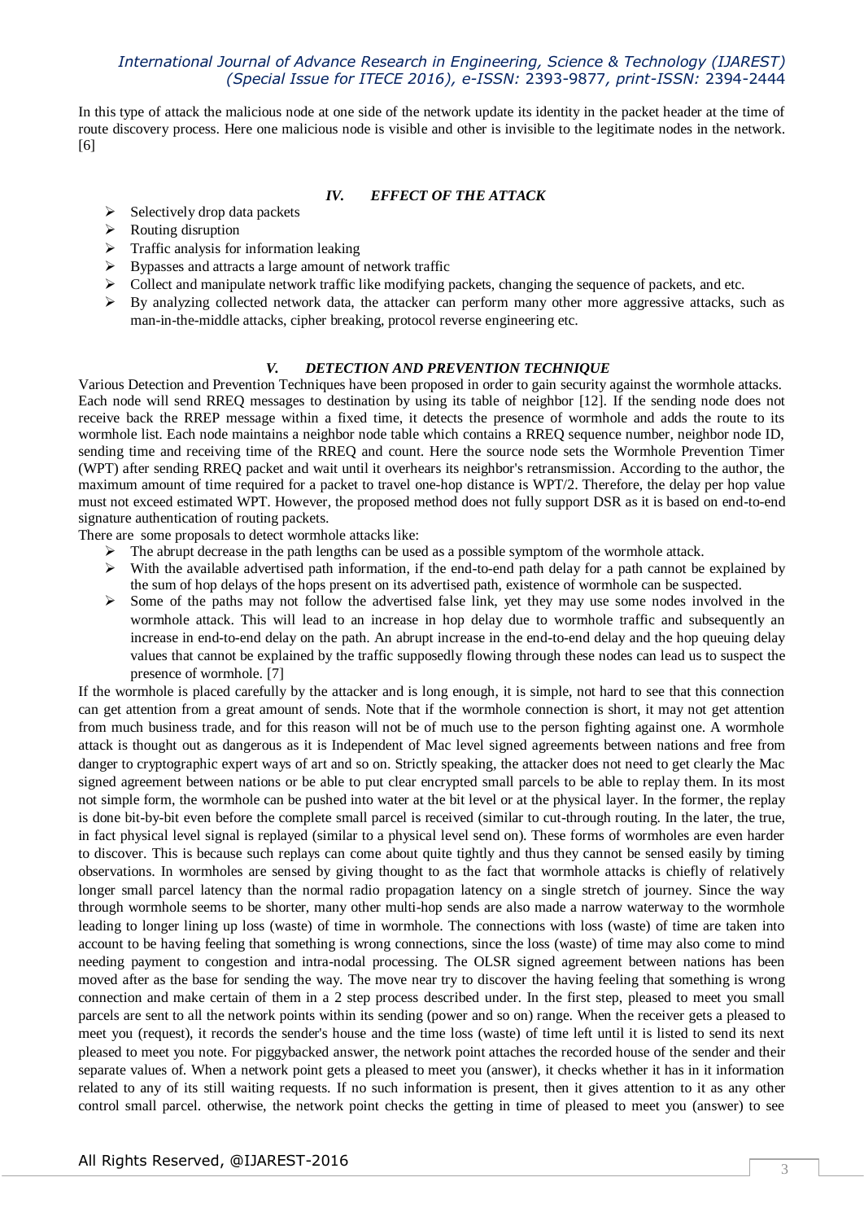In this type of attack the malicious node at one side of the network update its identity in the packet header at the time of route discovery process. Here one malicious node is visible and other is invisible to the legitimate nodes in the network. [6]

## *IV. EFFECT OF THE ATTACK*

- Selectively drop data packets
- Routing disruption
- Traffic analysis for information leaking
- Bypasses and attracts a large amount of network traffic
- Collect and manipulate network traffic like modifying packets, changing the sequence of packets, and etc.
- By analyzing collected network data, the attacker can perform many other more aggressive attacks, such as man-in-the-middle attacks, cipher breaking, protocol reverse engineering etc.

## *V. DETECTION AND PREVENTION TECHNIQUE*

Various Detection and Prevention Techniques have been proposed in order to gain security against the wormhole attacks. Each node will send RREQ messages to destination by using its table of neighbor [12]. If the sending node does not receive back the RREP message within a fixed time, it detects the presence of wormhole and adds the route to its wormhole list. Each node maintains a neighbor node table which contains a RREQ sequence number, neighbor node ID, sending time and receiving time of the RREQ and count. Here the source node sets the Wormhole Prevention Timer (WPT) after sending RREQ packet and wait until it overhears its neighbor's retransmission. According to the author, the maximum amount of time required for a packet to travel one-hop distance is WPT/2. Therefore, the delay per hop value must not exceed estimated WPT. However, the proposed method does not fully support DSR as it is based on end-to-end signature authentication of routing packets.

There are some proposals to detect wormhole attacks like:

- The abrupt decrease in the path lengths can be used as a possible symptom of the wormhole attack.
- With the available advertised path information, if the end-to-end path delay for a path cannot be explained by the sum of hop delays of the hops present on its advertised path, existence of wormhole can be suspected.
- Some of the paths may not follow the advertised false link, yet they may use some nodes involved in the wormhole attack. This will lead to an increase in hop delay due to wormhole traffic and subsequently an increase in end-to-end delay on the path. An abrupt increase in the end-to-end delay and the hop queuing delay values that cannot be explained by the traffic supposedly flowing through these nodes can lead us to suspect the presence of wormhole. [7]

If the wormhole is placed carefully by the attacker and is long enough, it is simple, not hard to see that this connection can get attention from a great amount of sends. Note that if the wormhole connection is short, it may not get attention from much business trade, and for this reason will not be of much use to the person fighting against one. A wormhole attack is thought out as dangerous as it is Independent of Mac level signed agreements between nations and free from danger to cryptographic expert ways of art and so on. Strictly speaking, the attacker does not need to get clearly the Mac signed agreement between nations or be able to put clear encrypted small parcels to be able to replay them. In its most not simple form, the wormhole can be pushed into water at the bit level or at the physical layer. In the former, the replay is done bit-by-bit even before the complete small parcel is received (similar to cut-through routing. In the later, the true, in fact physical level signal is replayed (similar to a physical level send on). These forms of wormholes are even harder to discover. This is because such replays can come about quite tightly and thus they cannot be sensed easily by timing observations. In wormholes are sensed by giving thought to as the fact that wormhole attacks is chiefly of relatively longer small parcel latency than the normal radio propagation latency on a single stretch of journey. Since the way through wormhole seems to be shorter, many other multi-hop sends are also made a narrow waterway to the wormhole leading to longer lining up loss (waste) of time in wormhole. The connections with loss (waste) of time are taken into account to be having feeling that something is wrong connections, since the loss (waste) of time may also come to mind needing payment to congestion and intra-nodal processing. The OLSR signed agreement between nations has been moved after as the base for sending the way. The move near try to discover the having feeling that something is wrong connection and make certain of them in a 2 step process described under. In the first step, pleased to meet you small parcels are sent to all the network points within its sending (power and so on) range. When the receiver gets a pleased to meet you (request), it records the sender's house and the time loss (waste) of time left until it is listed to send its next pleased to meet you note. For piggybacked answer, the network point attaches the recorded house of the sender and their separate values of. When a network point gets a pleased to meet you (answer), it checks whether it has in it information related to any of its still waiting requests. If no such information is present, then it gives attention to it as any other control small parcel. otherwise, the network point checks the getting in time of pleased to meet you (answer) to see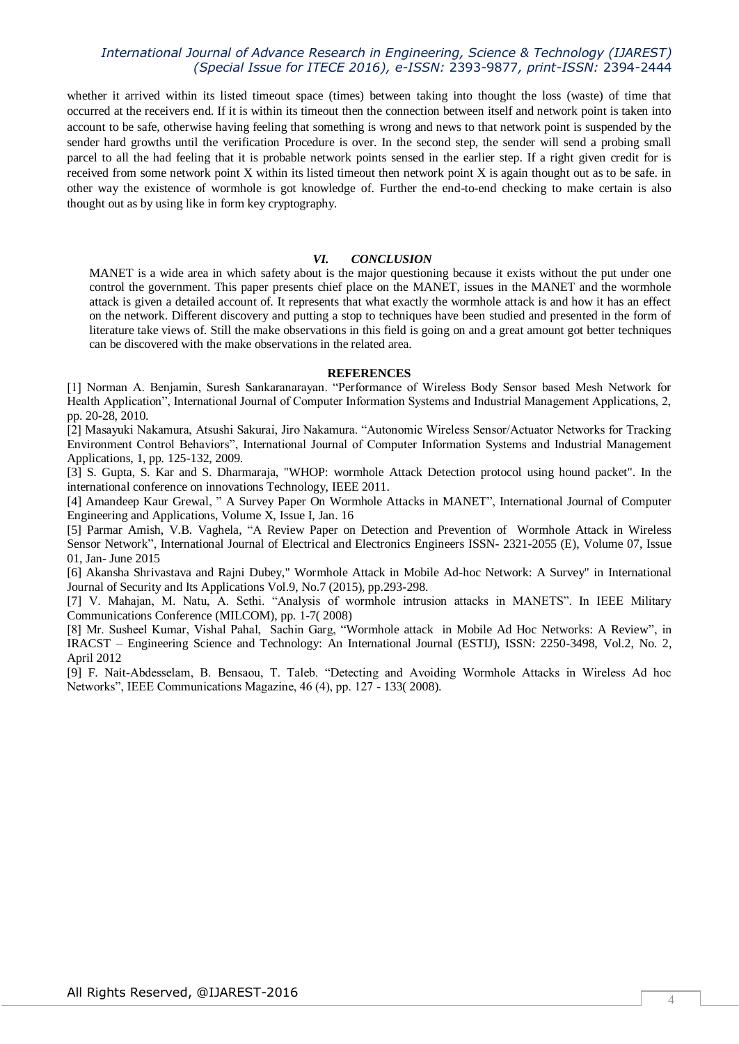whether it arrived within its listed timeout space (times) between taking into thought the loss (waste) of time that occurred at the receivers end. If it is within its timeout then the connection between itself and network point is taken into account to be safe, otherwise having feeling that something is wrong and news to that network point is suspended by the sender hard growths until the verification Procedure is over. In the second step, the sender will send a probing small parcel to all the had feeling that it is probable network points sensed in the earlier step. If a right given credit for is received from some network point X within its listed timeout then network point X is again thought out as to be safe. in other way the existence of wormhole is got knowledge of. Further the end-to-end checking to make certain is also thought out as by using like in form key cryptography.

## *VI. CONCLUSION*

MANET is a wide area in which safety about is the major questioning because it exists without the put under one control the government. This paper presents chief place on the MANET, issues in the MANET and the wormhole attack is given a detailed account of. It represents that what exactly the wormhole attack is and how it has an effect on the network. Different discovery and putting a stop to techniques have been studied and presented in the form of literature take views of. Still the make observations in this field is going on and a great amount got better techniques can be discovered with the make observations in the related area.

## REFERENCES

[1] Norman A. Benjamin, Suresh Sankaranarayan. "Performance of Wireless Body Sensor based Mesh Network for Health Application", International Journal of Computer Information Systems and Industrial Management Applications, 2, pp. 20-28, 2010.

[2] Masayuki Nakamura, Atsushi Sakurai, Jiro Nakamura. "Autonomic Wireless Sensor/Actuator Networks for Tracking Environment Control Behaviors", International Journal of Computer Information Systems and Industrial Management Applications, 1, pp. 125-132, 2009.

[3] S. Gupta, S. Kar and S. Dharmaraja, "WHOP: wormhole Attack Detection protocol using hound packet". In the international conference on innovations Technology, IEEE 2011.

[4] Amandeep Kaur Grewal, " A Survey Paper On Wormhole Attacks in MANET", International Journal of Computer Engineering and Applications, Volume X, Issue I, Jan. 16

[5] Parmar Amish, V.B. Vaghela, "A Review Paper on Detection and Prevention of Wormhole Attack in Wireless Sensor Network", International Journal of Electrical and Electronics Engineers ISSN- 2321-2055 (E), Volume 07, Issue 01, Jan- June 2015

[6] Akansha Shrivastava and Rajni Dubey," Wormhole Attack in Mobile Ad-hoc Network: A Survey" in International Journal of Security and Its Applications Vol.9, No.7 (2015), pp.293-298.

[7] V. Mahajan, M. Natu, A. Sethi. "Analysis of wormhole intrusion attacks in MANETS". In IEEE Military Communications Conference (MILCOM), pp. 1-7( 2008)

[8] Mr. Susheel Kumar, Vishal Pahal, Sachin Garg, "Wormhole attack in Mobile Ad Hoc Networks: A Review", in IRACST – Engineering Science and Technology: An International Journal (ESTIJ), ISSN: 2250-3498, Vol.2, No. 2, April 2012

[9] F. Nait-Abdesselam, B. Bensaou, T. Taleb. "Detecting and Avoiding Wormhole Attacks in Wireless Ad hoc Networks", IEEE Communications Magazine, 46 (4), pp. 127 - 133( 2008).